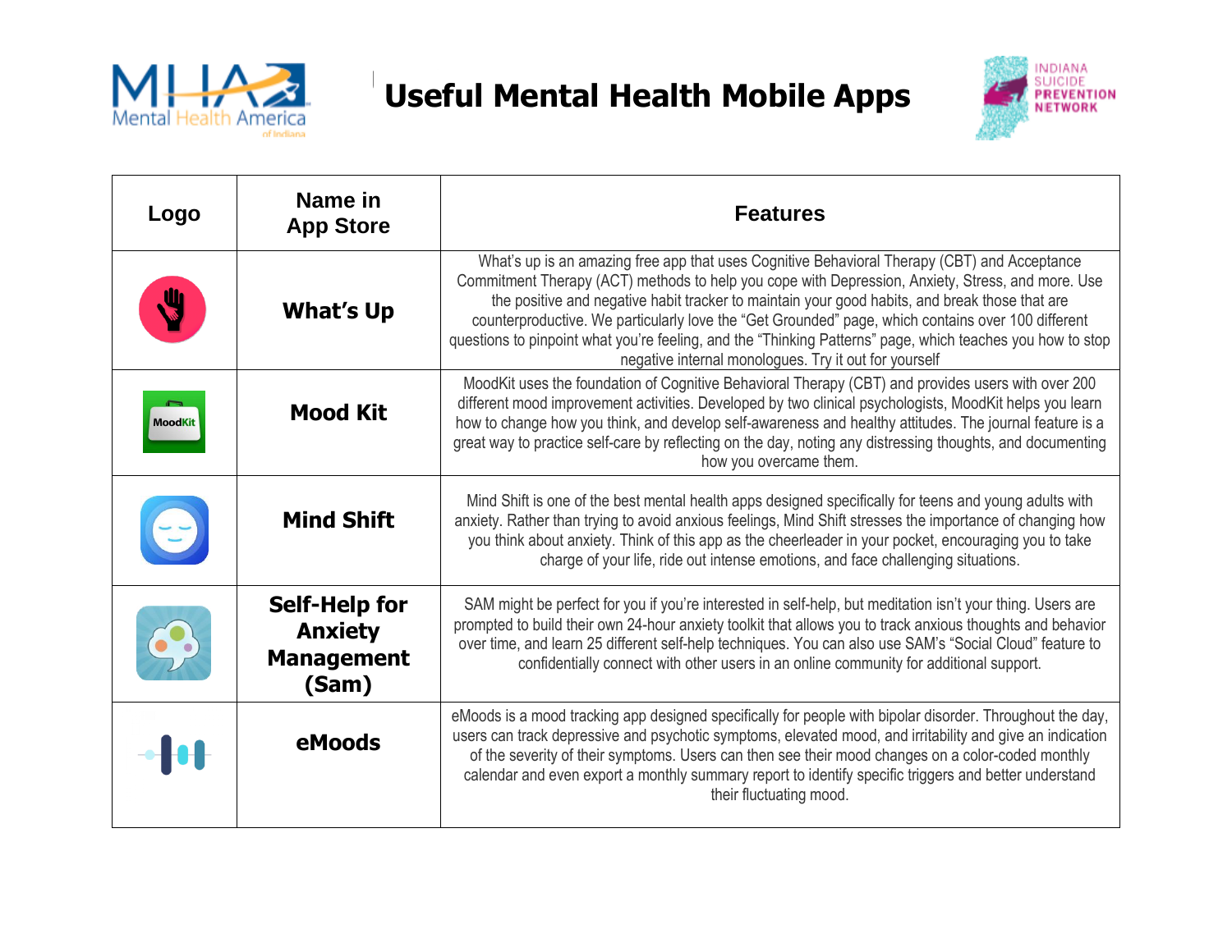# Useful Mental Health Mobile Apps

| Logo | Name in App Store | Features |
|---|---|---|
| | **What's Up** | What's up is an amazing free app that uses Cognitive Behavioral Therapy (CBT) and Acceptance Commitment Therapy (ACT) methods to help you cope with Depression, Anxiety, Stress, and more. Use the positive and negative habit tracker to maintain your good habits, and break those that are counterproductive. We particularly love the "Get Grounded" page, which contains over 100 different questions to pinpoint what you're feeling, and the "Thinking Patterns" page, which teaches you how to stop negative internal monologues. Try it out for yourself |
| | **Mood Kit** | MoodKit uses the foundation of Cognitive Behavioral Therapy (CBT) and provides users with over 200 different mood improvement activities. Developed by two clinical psychologists, MoodKit helps you learn how to change how you think, and develop self-awareness and healthy attitudes. The journal feature is a great way to practice self-care by reflecting on the day, noting any distressing thoughts, and documenting how you overcame them. |
| | **Mind Shift** | Mind Shift is one of the best mental health apps designed specifically for teens and young adults with anxiety. Rather than trying to avoid anxious feelings, Mind Shift stresses the importance of changing how you think about anxiety. Think of this app as the cheerleader in your pocket, encouraging you to take charge of your life, ride out intense emotions, and face challenging situations. |
| | **Self-Help for Anxiety Management (Sam)** | SAM might be perfect for you if you're interested in self-help, but meditation isn't your thing. Users are prompted to build their own 24-hour anxiety toolkit that allows you to track anxious thoughts and behavior over time, and learn 25 different self-help techniques. You can also use SAM's "Social Cloud" feature to confidentially connect with other users in an online community for additional support. |
| | **eMoods** | eMoods is a mood tracking app designed specifically for people with bipolar disorder. Throughout the day, users can track depressive and psychotic symptoms, elevated mood, and irritability and give an indication of the severity of their symptoms. Users can then see their mood changes on a color-coded monthly calendar and even export a monthly summary report to identify specific triggers and better understand their fluctuating mood. |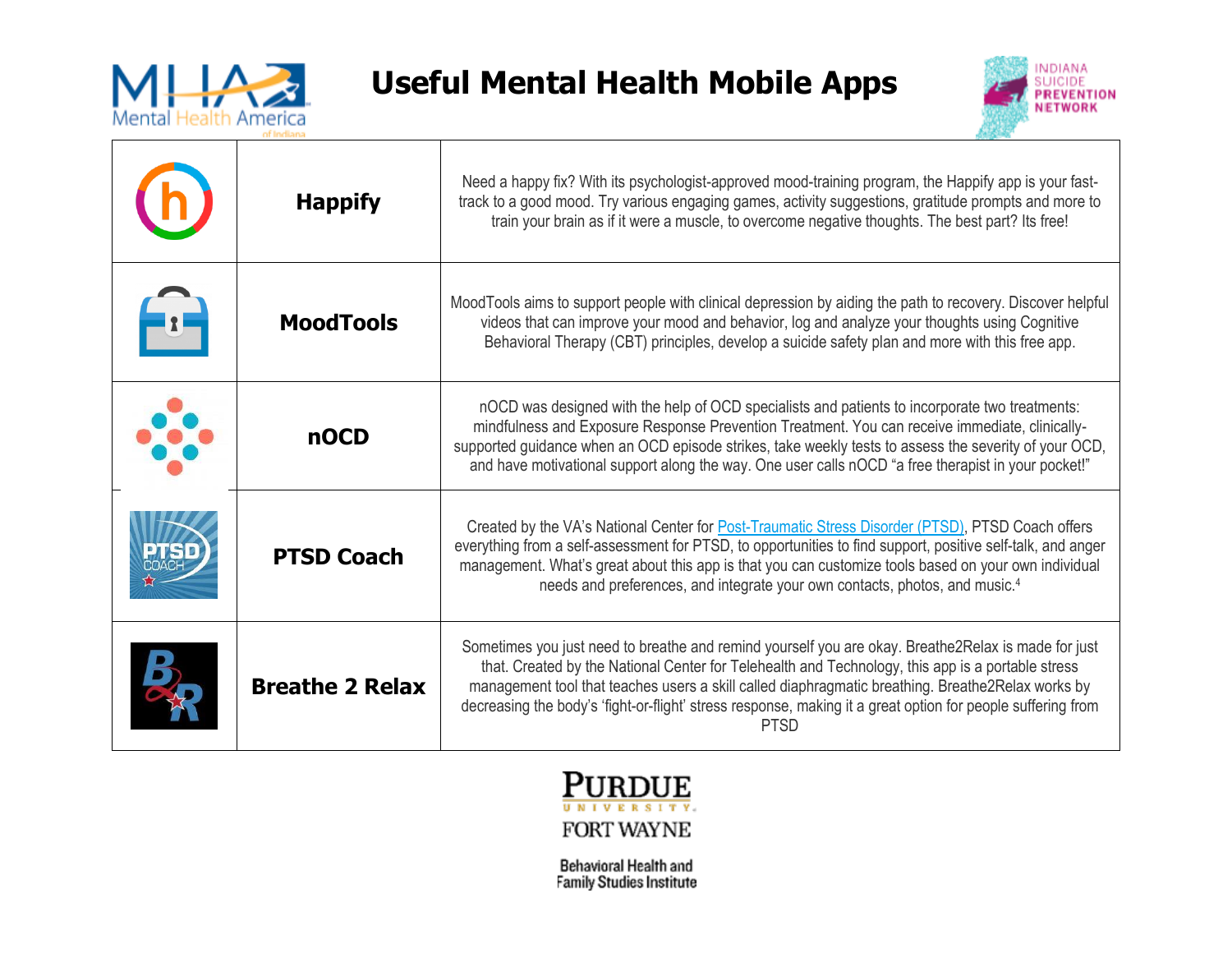# Useful Mental Health Mobile Apps

| | | |
|---|---|---|
| | **Happify** | Need a happy fix? With its psychologist-approved mood-training program, the Happify app is your fast-track to a good mood. Try various engaging games, activity suggestions, gratitude prompts and more to train your brain as if it were a muscle, to overcome negative thoughts. The best part? Its free! |
| | **MoodTools** | MoodTools aims to support people with clinical depression by aiding the path to recovery. Discover helpful videos that can improve your mood and behavior, log and analyze your thoughts using Cognitive Behavioral Therapy (CBT) principles, develop a suicide safety plan and more with this free app. |
| | **nOCD** | nOCD was designed with the help of OCD specialists and patients to incorporate two treatments: mindfulness and Exposure Response Prevention Treatment. You can receive immediate, clinically-supported guidance when an OCD episode strikes, take weekly tests to assess the severity of your OCD, and have motivational support along the way. One user calls nOCD "a free therapist in your pocket!" |
| | **PTSD Coach** | Created by the VA's National Center for Post-Traumatic Stress Disorder (PTSD), PTSD Coach offers everything from a self-assessment for PTSD, to opportunities to find support, positive self-talk, and anger management. What's great about this app is that you can customize tools based on your own individual needs and preferences, and integrate your own contacts, photos, and music.[4] |
| | **Breathe 2 Relax** | Sometimes you just need to breathe and remind yourself you are okay. Breathe2Relax is made for just that. Created by the National Center for Telehealth and Technology, this app is a portable stress management tool that teaches users a skill called diaphragmatic breathing. Breathe2Relax works by decreasing the body's 'fight-or-flight' stress response, making it a great option for people suffering from PTSD |

Purdue University Fort Wayne

Behavioral Health and Family Studies Institute